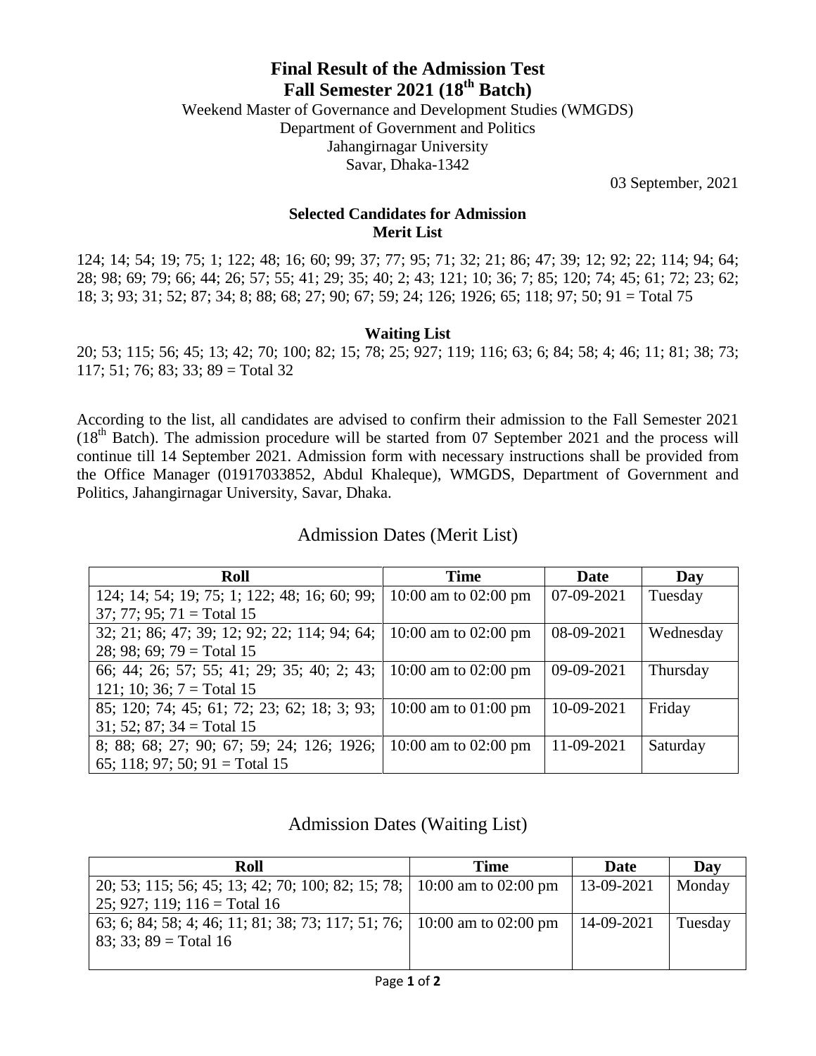# Final Result of the Admission Test
# Fall Semester 2021 (18th Batch)

Weekend Master of Governance and Development Studies (WMGDS)
Department of Government and Politics
Jahangirnagar University
Savar, Dhaka-1342

03 September, 2021

### Selected Candidates for Admission
### Merit List

124; 14; 54; 19; 75; 1; 122; 48; 16; 60; 99; 37; 77; 95; 71; 32; 21; 86; 47; 39; 12; 92; 22; 114; 94; 64; 28; 98; 69; 79; 66; 44; 26; 57; 55; 41; 29; 35; 40; 2; 43; 121; 10; 36; 7; 85; 120; 74; 45; 61; 72; 23; 62; 18; 3; 93; 31; 52; 87; 34; 8; 88; 68; 27; 90; 67; 59; 24; 126; 1926; 65; 118; 97; 50; 91 = Total 75

### Waiting List

20; 53; 115; 56; 45; 13; 42; 70; 100; 82; 15; 78; 25; 927; 119; 116; 63; 6; 84; 58; 4; 46; 11; 81; 38; 73; 117; 51; 76; 83; 33; 89 = Total 32

According to the list, all candidates are advised to confirm their admission to the Fall Semester 2021 (18th Batch). The admission procedure will be started from 07 September 2021 and the process will continue till 14 September 2021. Admission form with necessary instructions shall be provided from the Office Manager (01917033852, Abdul Khaleque), WMGDS, Department of Government and Politics, Jahangirnagar University, Savar, Dhaka.

## Admission Dates (Merit List)

| Roll | Time | Date | Day |
|---|---|---|---|
| 124; 14; 54; 19; 75; 1; 122; 48; 16; 60; 99; 37; 77; 95; 71 = Total 15 | 10:00 am to 02:00 pm | 07-09-2021 | Tuesday |
| 32; 21; 86; 47; 39; 12; 92; 22; 114; 94; 64; 28; 98; 69; 79 = Total 15 | 10:00 am to 02:00 pm | 08-09-2021 | Wednesday |
| 66; 44; 26; 57; 55; 41; 29; 35; 40; 2; 43; 121; 10; 36; 7 = Total 15 | 10:00 am to 02:00 pm | 09-09-2021 | Thursday |
| 85; 120; 74; 45; 61; 72; 23; 62; 18; 3; 93; 31; 52; 87; 34 = Total 15 | 10:00 am to 01:00 pm | 10-09-2021 | Friday |
| 8; 88; 68; 27; 90; 67; 59; 24; 126; 1926; 65; 118; 97; 50; 91 = Total 15 | 10:00 am to 02:00 pm | 11-09-2021 | Saturday |

## Admission Dates (Waiting List)

| Roll | Time | Date | Day |
|---|---|---|---|
| 20; 53; 115; 56; 45; 13; 42; 70; 100; 82; 15; 78; 25; 927; 119; 116 = Total 16 | 10:00 am to 02:00 pm | 13-09-2021 | Monday |
| 63; 6; 84; 58; 4; 46; 11; 81; 38; 73; 117; 51; 76; 83; 33; 89 = Total 16 | 10:00 am to 02:00 pm | 14-09-2021 | Tuesday |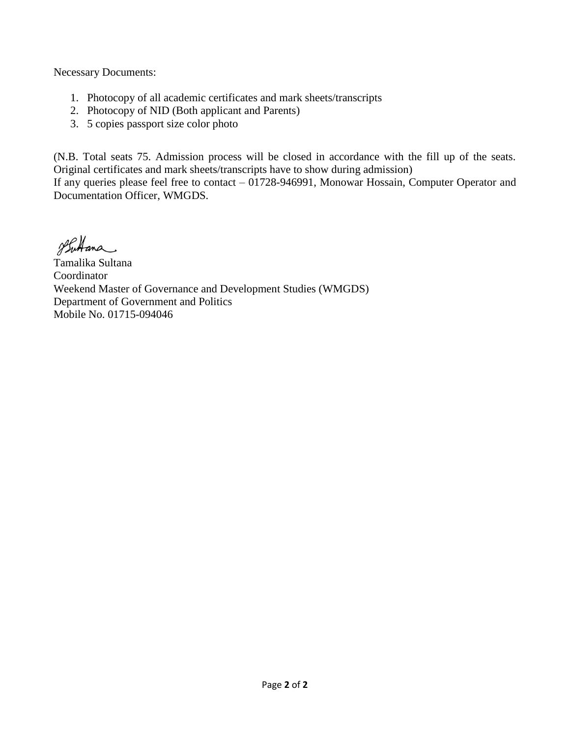Necessary Documents:

1. Photocopy of all academic certificates and mark sheets/transcripts
2. Photocopy of NID (Both applicant and Parents)
3. 5 copies passport size color photo

(N.B. Total seats 75. Admission process will be closed in accordance with the fill up of the seats. Original certificates and mark sheets/transcripts have to show during admission)
If any queries please feel free to contact – 01728-946991, Monowar Hossain, Computer Operator and Documentation Officer, WMGDS.

Tamalika Sultana
Coordinator
Weekend Master of Governance and Development Studies (WMGDS)
Department of Government and Politics
Mobile No. 01715-094046